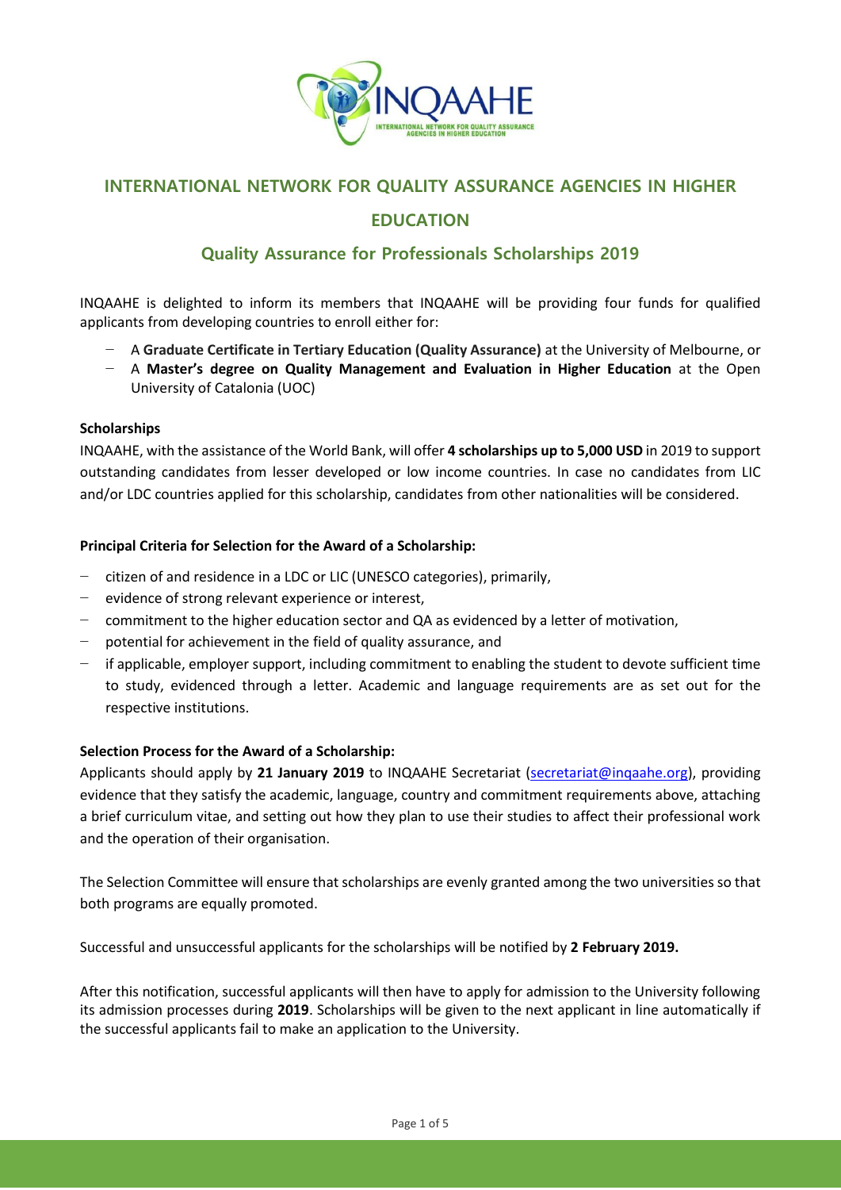# INTERNATIONAL NETWORK FOR QUALITY ASSURANCE AGENCIES IN HIGHER EDUCATION

## Quality Assurance for Professionals Scholarships 2019

INQAAHE is delighted to inform its members that INQAAHE will be providing four funds for qualified applicants from developing countries to enroll either for:

- A **Graduate Certificate in Tertiary Education (Quality Assurance)** at the University of Melbourne, or
- A **Master's degree on Quality Management and Evaluation in Higher Education** at the Open University of Catalonia (UOC)

**Scholarships**

INQAAHE, with the assistance of the World Bank, will offer **4 scholarships up to 5,000 USD** in 2019 to support outstanding candidates from lesser developed or low income countries. In case no candidates from LIC and/or LDC countries applied for this scholarship, candidates from other nationalities will be considered.

**Principal Criteria for Selection for the Award of a Scholarship:**

- citizen of and residence in a LDC or LIC (UNESCO categories), primarily,
- evidence of strong relevant experience or interest,
- commitment to the higher education sector and QA as evidenced by a letter of motivation,
- potential for achievement in the field of quality assurance, and
- if applicable, employer support, including commitment to enabling the student to devote sufficient time to study, evidenced through a letter. Academic and language requirements are as set out for the respective institutions.

**Selection Process for the Award of a Scholarship:**

Applicants should apply by **21 January 2019** to INQAAHE Secretariat (secretariat@inqaahe.org), providing evidence that they satisfy the academic, language, country and commitment requirements above, attaching a brief curriculum vitae, and setting out how they plan to use their studies to affect their professional work and the operation of their organisation.

The Selection Committee will ensure that scholarships are evenly granted among the two universities so that both programs are equally promoted.

Successful and unsuccessful applicants for the scholarships will be notified by **2 February 2019.**

After this notification, successful applicants will then have to apply for admission to the University following its admission processes during **2019**. Scholarships will be given to the next applicant in line automatically if the successful applicants fail to make an application to the University.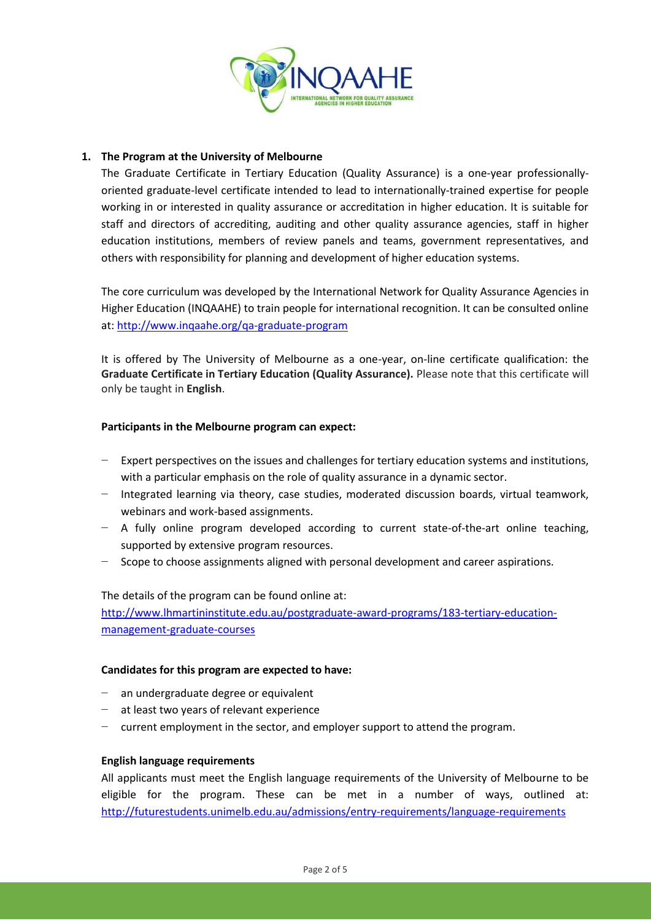## 1. The Program at the University of Melbourne

The Graduate Certificate in Tertiary Education (Quality Assurance) is a one-year professionally-oriented graduate-level certificate intended to lead to internationally-trained expertise for people working in or interested in quality assurance or accreditation in higher education. It is suitable for staff and directors of accrediting, auditing and other quality assurance agencies, staff in higher education institutions, members of review panels and teams, government representatives, and others with responsibility for planning and development of higher education systems.

The core curriculum was developed by the International Network for Quality Assurance Agencies in Higher Education (INQAAHE) to train people for international recognition. It can be consulted online at: http://www.inqaahe.org/qa-graduate-program

It is offered by The University of Melbourne as a one-year, on-line certificate qualification: the **Graduate Certificate in Tertiary Education (Quality Assurance).** Please note that this certificate will only be taught in **English**.

**Participants in the Melbourne program can expect:**

- Expert perspectives on the issues and challenges for tertiary education systems and institutions, with a particular emphasis on the role of quality assurance in a dynamic sector.
- Integrated learning via theory, case studies, moderated discussion boards, virtual teamwork, webinars and work-based assignments.
- A fully online program developed according to current state-of-the-art online teaching, supported by extensive program resources.
- Scope to choose assignments aligned with personal development and career aspirations.

The details of the program can be found online at:
http://www.lhmartininstitute.edu.au/postgraduate-award-programs/183-tertiary-education-management-graduate-courses

**Candidates for this program are expected to have:**

- an undergraduate degree or equivalent
- at least two years of relevant experience
- current employment in the sector, and employer support to attend the program.

**English language requirements**

All applicants must meet the English language requirements of the University of Melbourne to be eligible for the program. These can be met in a number of ways, outlined at: http://futurestudents.unimelb.edu.au/admissions/entry-requirements/language-requirements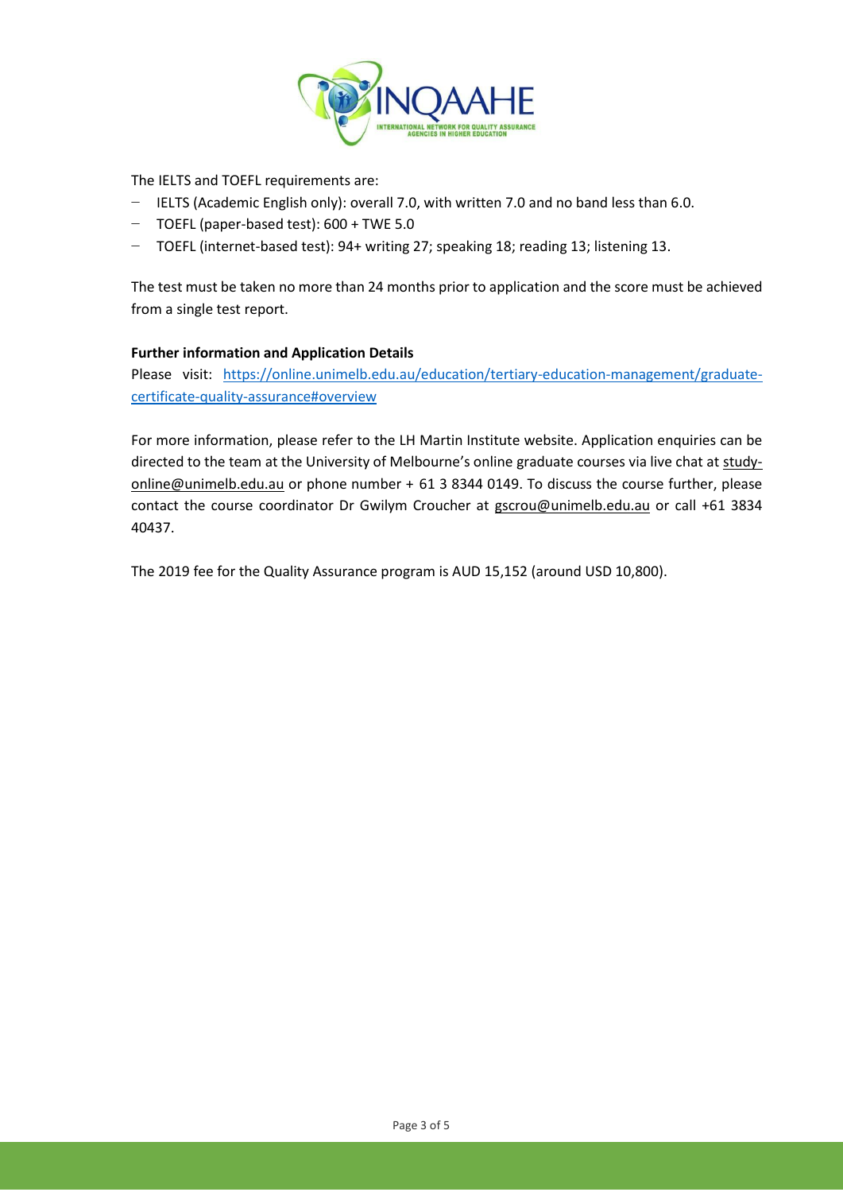The IELTS and TOEFL requirements are:

- IELTS (Academic English only): overall 7.0, with written 7.0 and no band less than 6.0.
- TOEFL (paper-based test): 600 + TWE 5.0
- TOEFL (internet-based test): 94+ writing 27; speaking 18; reading 13; listening 13.

The test must be taken no more than 24 months prior to application and the score must be achieved from a single test report.

**Further information and Application Details**

Please visit: [https://online.unimelb.edu.au/education/tertiary-education-management/graduate-certificate-quality-assurance#overview](https://online.unimelb.edu.au/education/tertiary-education-management/graduate-certificate-quality-assurance#overview)

For more information, please refer to the LH Martin Institute website. Application enquiries can be directed to the team at the University of Melbourne's online graduate courses via live chat at study-online@unimelb.edu.au or phone number + 61 3 8344 0149. To discuss the course further, please contact the course coordinator Dr Gwilym Croucher at gscrou@unimelb.edu.au or call +61 3834 40437.

The 2019 fee for the Quality Assurance program is AUD 15,152 (around USD 10,800).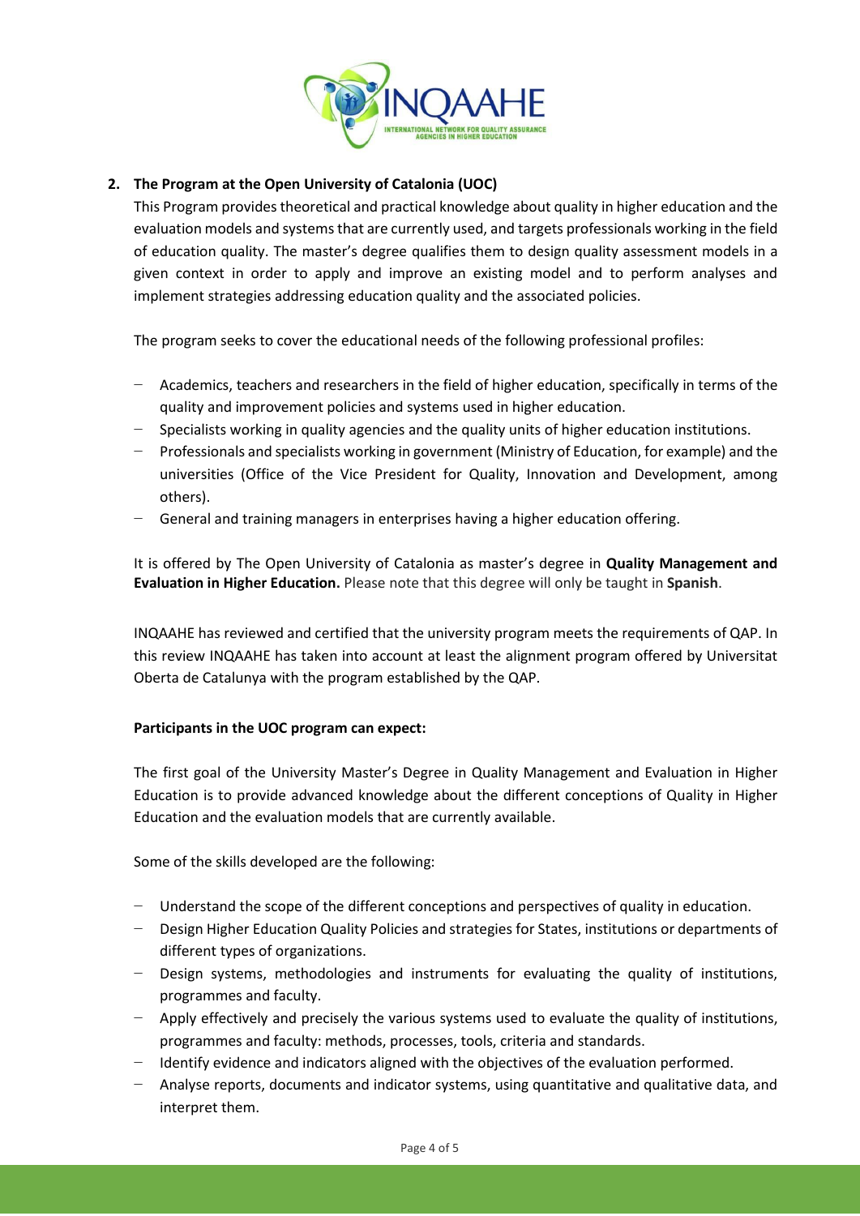## 2. The Program at the Open University of Catalonia (UOC)

This Program provides theoretical and practical knowledge about quality in higher education and the evaluation models and systems that are currently used, and targets professionals working in the field of education quality. The master's degree qualifies them to design quality assessment models in a given context in order to apply and improve an existing model and to perform analyses and implement strategies addressing education quality and the associated policies.

The program seeks to cover the educational needs of the following professional profiles:

- Academics, teachers and researchers in the field of higher education, specifically in terms of the quality and improvement policies and systems used in higher education.
- Specialists working in quality agencies and the quality units of higher education institutions.
- Professionals and specialists working in government (Ministry of Education, for example) and the universities (Office of the Vice President for Quality, Innovation and Development, among others).
- General and training managers in enterprises having a higher education offering.

It is offered by The Open University of Catalonia as master's degree in **Quality Management and Evaluation in Higher Education.** Please note that this degree will only be taught in **Spanish**.

INQAAHE has reviewed and certified that the university program meets the requirements of QAP. In this review INQAAHE has taken into account at least the alignment program offered by Universitat Oberta de Catalunya with the program established by the QAP.

**Participants in the UOC program can expect:**

The first goal of the University Master's Degree in Quality Management and Evaluation in Higher Education is to provide advanced knowledge about the different conceptions of Quality in Higher Education and the evaluation models that are currently available.

Some of the skills developed are the following:

- Understand the scope of the different conceptions and perspectives of quality in education.
- Design Higher Education Quality Policies and strategies for States, institutions or departments of different types of organizations.
- Design systems, methodologies and instruments for evaluating the quality of institutions, programmes and faculty.
- Apply effectively and precisely the various systems used to evaluate the quality of institutions, programmes and faculty: methods, processes, tools, criteria and standards.
- Identify evidence and indicators aligned with the objectives of the evaluation performed.
- Analyse reports, documents and indicator systems, using quantitative and qualitative data, and interpret them.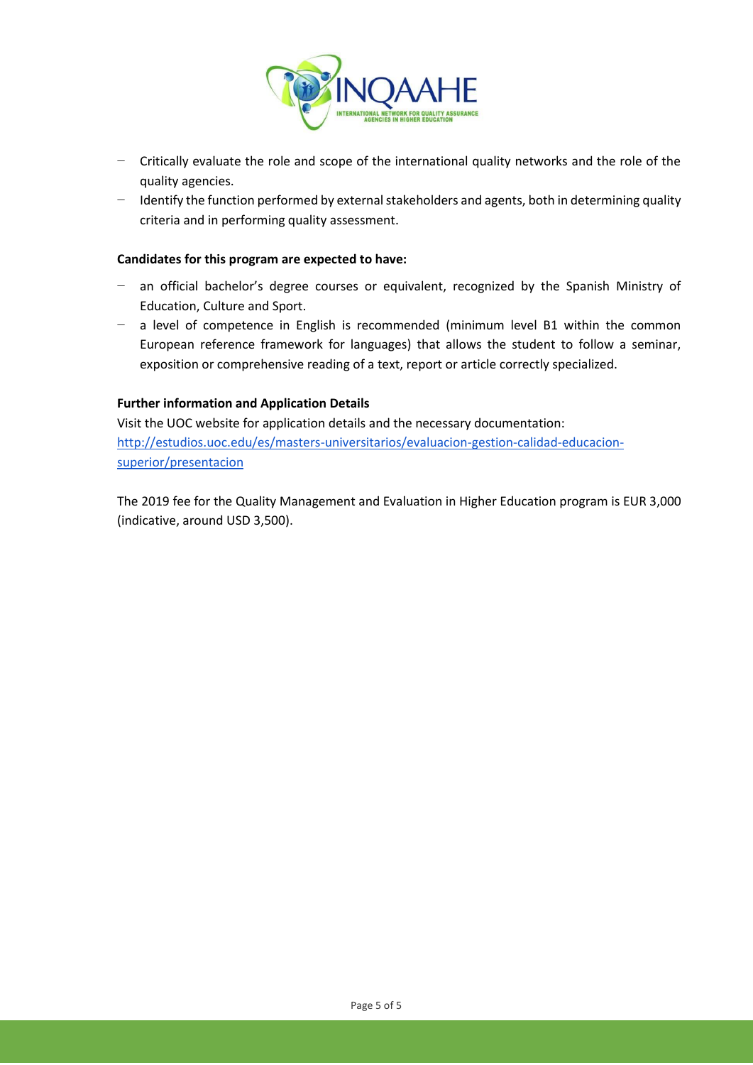- Critically evaluate the role and scope of the international quality networks and the role of the quality agencies.
- Identify the function performed by external stakeholders and agents, both in determining quality criteria and in performing quality assessment.

**Candidates for this program are expected to have:**

- an official bachelor's degree courses or equivalent, recognized by the Spanish Ministry of Education, Culture and Sport.
- a level of competence in English is recommended (minimum level B1 within the common European reference framework for languages) that allows the student to follow a seminar, exposition or comprehensive reading of a text, report or article correctly specialized.

**Further information and Application Details**

Visit the UOC website for application details and the necessary documentation:
[http://estudios.uoc.edu/es/masters-universitarios/evaluacion-gestion-calidad-educacion-superior/presentacion](http://estudios.uoc.edu/es/masters-universitarios/evaluacion-gestion-calidad-educacion-superior/presentacion)

The 2019 fee for the Quality Management and Evaluation in Higher Education program is EUR 3,000 (indicative, around USD 3,500).